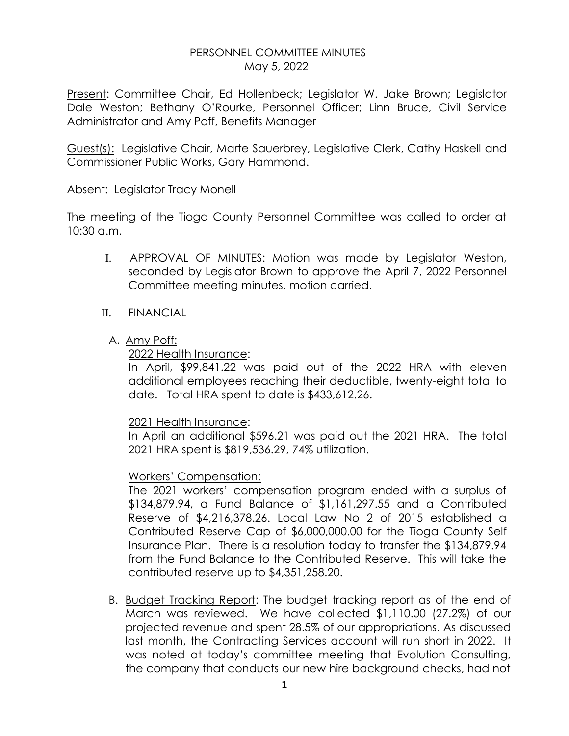# PERSONNEL COMMITTEE MINUTES
May 5, 2022

Present: Committee Chair, Ed Hollenbeck; Legislator W. Jake Brown; Legislator Dale Weston; Bethany O'Rourke, Personnel Officer; Linn Bruce, Civil Service Administrator and Amy Poff, Benefits Manager

Guest(s): Legislative Chair, Marte Sauerbrey, Legislative Clerk, Cathy Haskell and Commissioner Public Works, Gary Hammond.

Absent: Legislator Tracy Monell

The meeting of the Tioga County Personnel Committee was called to order at 10:30 a.m.

I. APPROVAL OF MINUTES: Motion was made by Legislator Weston, seconded by Legislator Brown to approve the April 7, 2022 Personnel Committee meeting minutes, motion carried.

II. FINANCIAL

A. Amy Poff:

2022 Health Insurance:
In April, $99,841.22 was paid out of the 2022 HRA with eleven additional employees reaching their deductible, twenty-eight total to date. Total HRA spent to date is $433,612.26.

2021 Health Insurance:
In April an additional $596.21 was paid out the 2021 HRA. The total 2021 HRA spent is $819,536.29, 74% utilization.

Workers' Compensation:
The 2021 workers' compensation program ended with a surplus of $134,879.94, a Fund Balance of $1,161,297.55 and a Contributed Reserve of $4,216,378.26. Local Law No 2 of 2015 established a Contributed Reserve Cap of $6,000,000.00 for the Tioga County Self Insurance Plan. There is a resolution today to transfer the $134,879.94 from the Fund Balance to the Contributed Reserve. This will take the contributed reserve up to $4,351,258.20.

B. Budget Tracking Report: The budget tracking report as of the end of March was reviewed. We have collected $1,110.00 (27.2%) of our projected revenue and spent 28.5% of our appropriations. As discussed last month, the Contracting Services account will run short in 2022. It was noted at today's committee meeting that Evolution Consulting, the company that conducts our new hire background checks, had not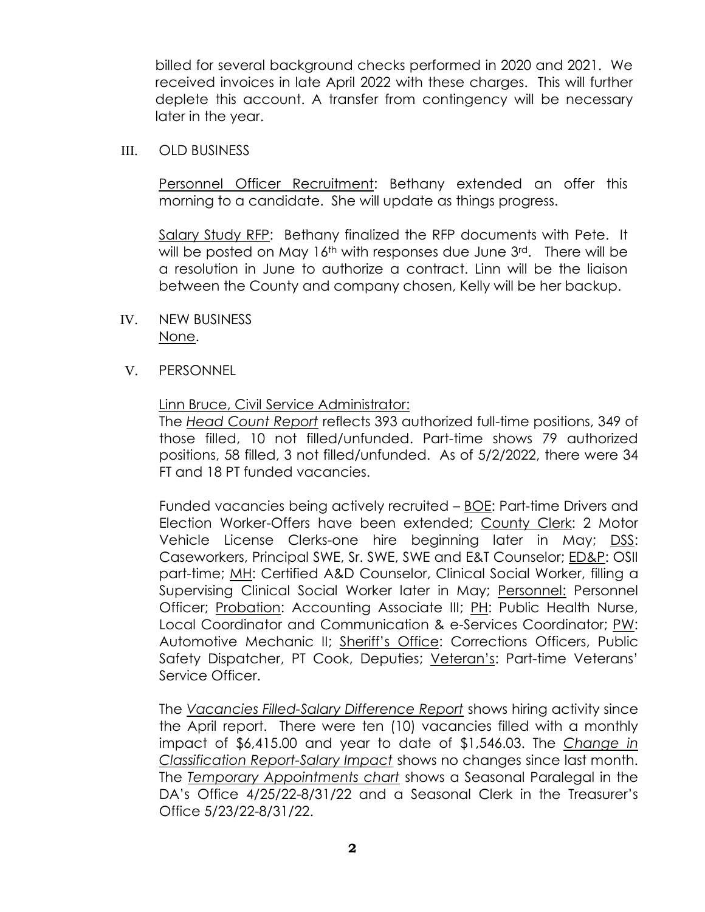billed for several background checks performed in 2020 and 2021. We received invoices in late April 2022 with these charges. This will further deplete this account. A transfer from contingency will be necessary later in the year.

III. OLD BUSINESS

<u>Personnel Officer Recruitment</u>: Bethany extended an offer this morning to a candidate. She will update as things progress.

<u>Salary Study RFP</u>: Bethany finalized the RFP documents with Pete. It will be posted on May 16th with responses due June 3rd. There will be a resolution in June to authorize a contract. Linn will be the liaison between the County and company chosen, Kelly will be her backup.

IV. NEW BUSINESS

<u>None</u>.

V. PERSONNEL

<u>Linn Bruce, Civil Service Administrator:</u>

The *<u>Head Count Report</u>* reflects 393 authorized full-time positions, 349 of those filled, 10 not filled/unfunded. Part-time shows 79 authorized positions, 58 filled, 3 not filled/unfunded. As of 5/2/2022, there were 34 FT and 18 PT funded vacancies.

Funded vacancies being actively recruited – <u>BOE</u>: Part-time Drivers and Election Worker-Offers have been extended; <u>County Clerk</u>: 2 Motor Vehicle License Clerks-one hire beginning later in May; <u>DSS</u>: Caseworkers, Principal SWE, Sr. SWE, SWE and E&T Counselor; <u>ED&P</u>: OSII part-time; <u>MH</u>: Certified A&D Counselor, Clinical Social Worker, filling a Supervising Clinical Social Worker later in May; <u>Personnel:</u> Personnel Officer; <u>Probation</u>: Accounting Associate III; <u>PH</u>: Public Health Nurse, Local Coordinator and Communication & e-Services Coordinator; <u>PW</u>: Automotive Mechanic II; <u>Sheriff's Office</u>: Corrections Officers, Public Safety Dispatcher, PT Cook, Deputies; <u>Veteran's</u>: Part-time Veterans' Service Officer.

The *<u>Vacancies Filled-Salary Difference Report</u>* shows hiring activity since the April report. There were ten (10) vacancies filled with a monthly impact of $6,415.00 and year to date of $1,546.03. The *<u>Change in Classification Report-Salary Impact</u>* shows no changes since last month. The *<u>Temporary Appointments chart</u>* shows a Seasonal Paralegal in the DA's Office 4/25/22-8/31/22 and a Seasonal Clerk in the Treasurer's Office 5/23/22-8/31/22.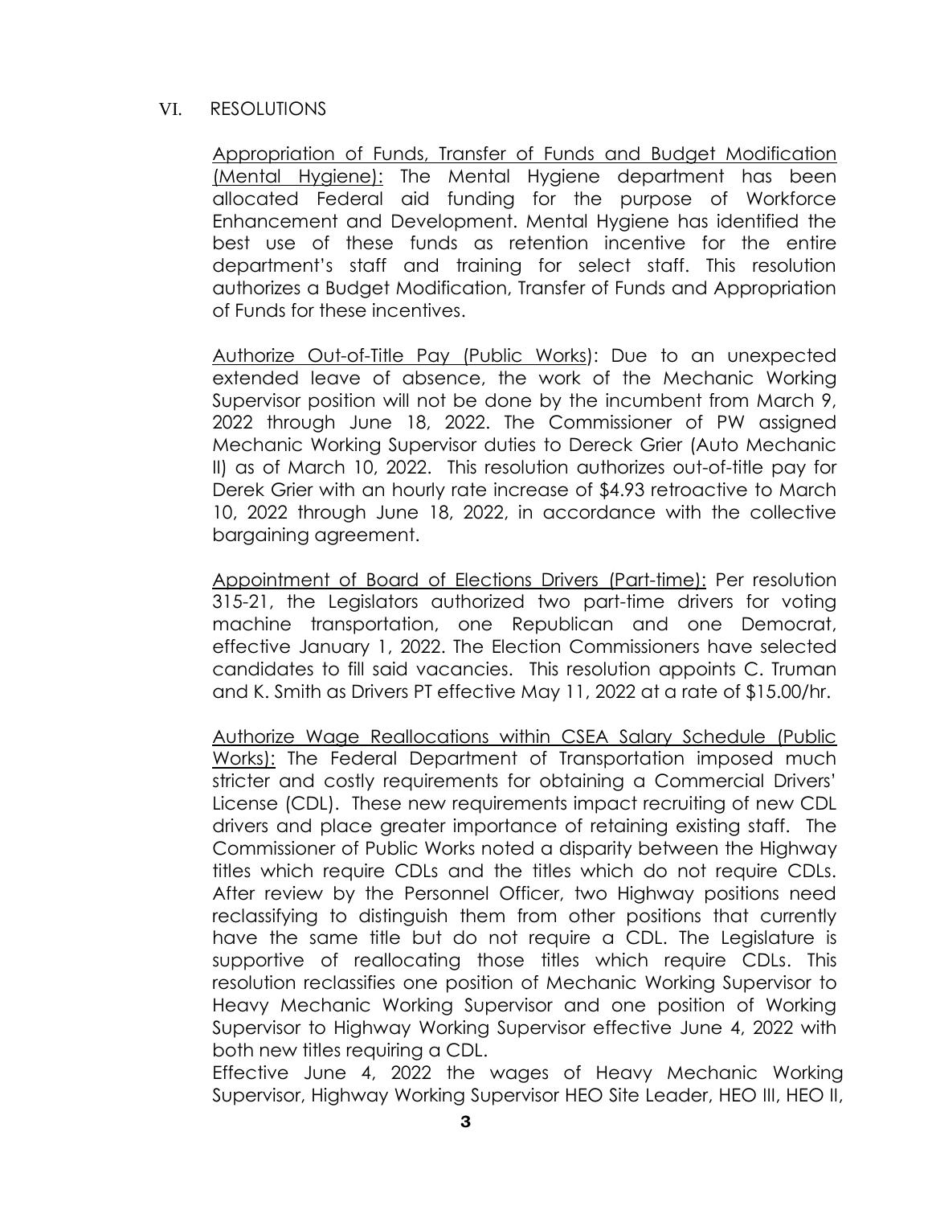## VI. RESOLUTIONS

Appropriation of Funds, Transfer of Funds and Budget Modification (Mental Hygiene): The Mental Hygiene department has been allocated Federal aid funding for the purpose of Workforce Enhancement and Development. Mental Hygiene has identified the best use of these funds as retention incentive for the entire department's staff and training for select staff. This resolution authorizes a Budget Modification, Transfer of Funds and Appropriation of Funds for these incentives.

Authorize Out-of-Title Pay (Public Works): Due to an unexpected extended leave of absence, the work of the Mechanic Working Supervisor position will not be done by the incumbent from March 9, 2022 through June 18, 2022. The Commissioner of PW assigned Mechanic Working Supervisor duties to Dereck Grier (Auto Mechanic II) as of March 10, 2022. This resolution authorizes out-of-title pay for Derek Grier with an hourly rate increase of $4.93 retroactive to March 10, 2022 through June 18, 2022, in accordance with the collective bargaining agreement.

Appointment of Board of Elections Drivers (Part-time): Per resolution 315-21, the Legislators authorized two part-time drivers for voting machine transportation, one Republican and one Democrat, effective January 1, 2022. The Election Commissioners have selected candidates to fill said vacancies. This resolution appoints C. Truman and K. Smith as Drivers PT effective May 11, 2022 at a rate of $15.00/hr.

Authorize Wage Reallocations within CSEA Salary Schedule (Public Works): The Federal Department of Transportation imposed much stricter and costly requirements for obtaining a Commercial Drivers' License (CDL). These new requirements impact recruiting of new CDL drivers and place greater importance of retaining existing staff. The Commissioner of Public Works noted a disparity between the Highway titles which require CDLs and the titles which do not require CDLs. After review by the Personnel Officer, two Highway positions need reclassifying to distinguish them from other positions that currently have the same title but do not require a CDL. The Legislature is supportive of reallocating those titles which require CDLs. This resolution reclassifies one position of Mechanic Working Supervisor to Heavy Mechanic Working Supervisor and one position of Working Supervisor to Highway Working Supervisor effective June 4, 2022 with both new titles requiring a CDL.

Effective June 4, 2022 the wages of Heavy Mechanic Working Supervisor, Highway Working Supervisor HEO Site Leader, HEO III, HEO II,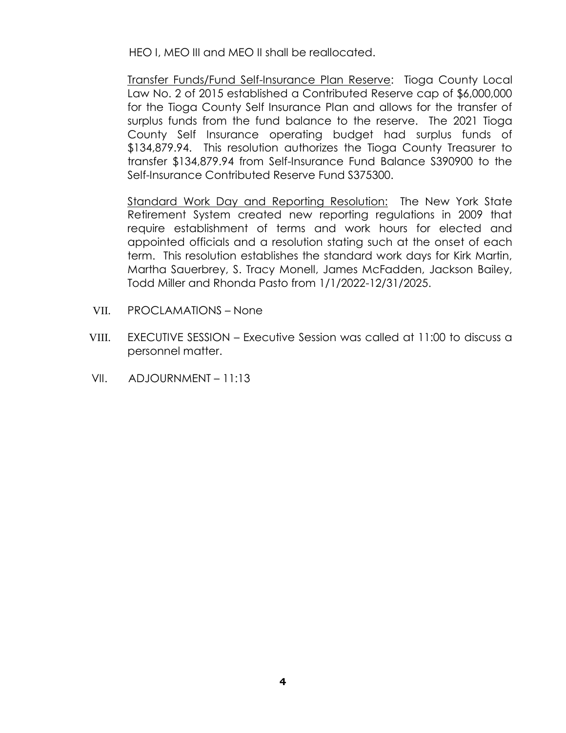HEO I, MEO III and MEO II shall be reallocated.

Transfer Funds/Fund Self-Insurance Plan Reserve: Tioga County Local Law No. 2 of 2015 established a Contributed Reserve cap of $6,000,000 for the Tioga County Self Insurance Plan and allows for the transfer of surplus funds from the fund balance to the reserve. The 2021 Tioga County Self Insurance operating budget had surplus funds of $134,879.94. This resolution authorizes the Tioga County Treasurer to transfer $134,879.94 from Self-Insurance Fund Balance S390900 to the Self-Insurance Contributed Reserve Fund S375300.

Standard Work Day and Reporting Resolution: The New York State Retirement System created new reporting regulations in 2009 that require establishment of terms and work hours for elected and appointed officials and a resolution stating such at the onset of each term. This resolution establishes the standard work days for Kirk Martin, Martha Sauerbrey, S. Tracy Monell, James McFadden, Jackson Bailey, Todd Miller and Rhonda Pasto from 1/1/2022-12/31/2025.

VII. PROCLAMATIONS – None

VIII. EXECUTIVE SESSION – Executive Session was called at 11:00 to discuss a personnel matter.

VII. ADJOURNMENT – 11:13